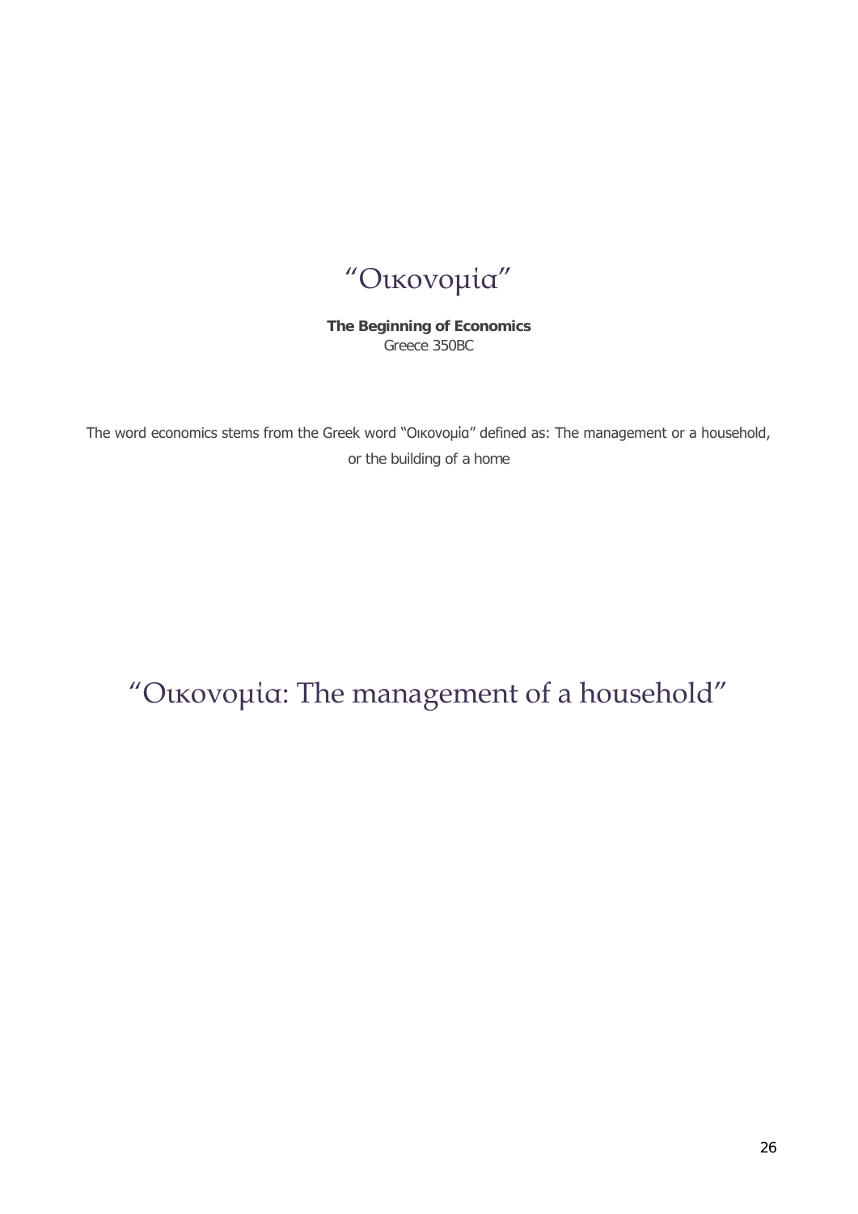# “Οικονομία”

**The Beginning of Economics**
Greece 350BC

The word economics stems from the Greek word “Οικονομία” defined as: The management or a household, or the building of a home

## “Οικονομία: The management of a household”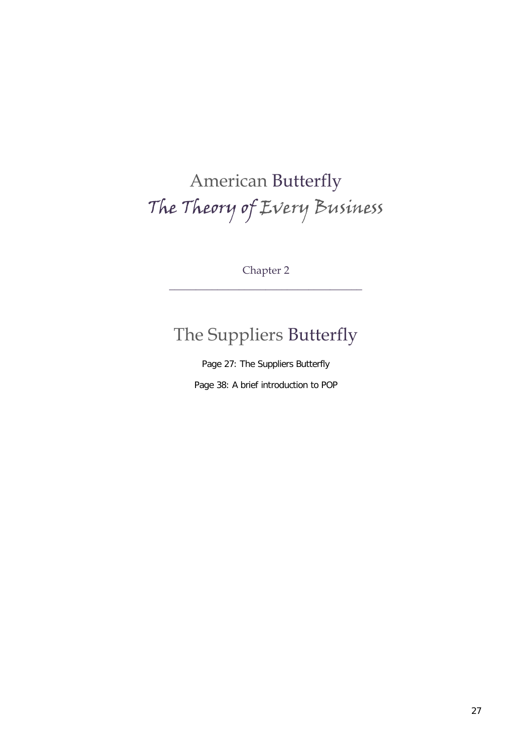# American Butterfly

## *The Theory of Every Business*

Chapter 2

---

# The Suppliers Butterfly

Page 27: The Suppliers Butterfly

Page 38: A brief introduction to POP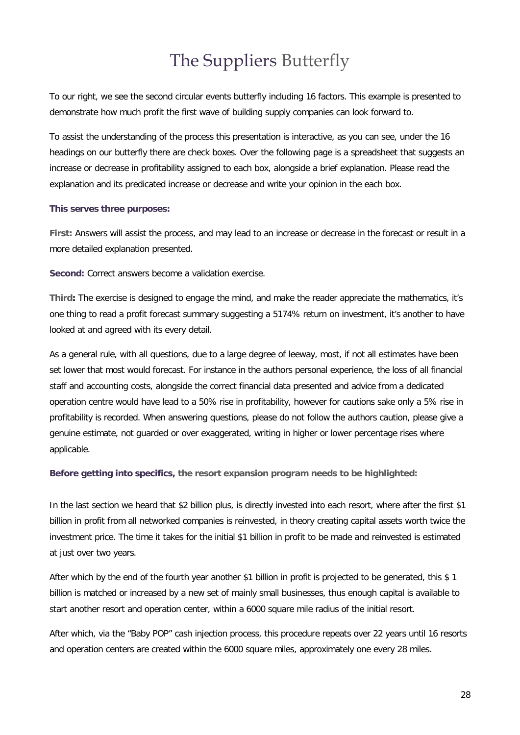# The Suppliers Butterfly

To our right, we see the second circular events butterfly including 16 factors. This example is presented to demonstrate how much profit the first wave of building supply companies can look forward to.

To assist the understanding of the process this presentation is interactive, as you can see, under the 16 headings on our butterfly there are check boxes. Over the following page is a spreadsheet that suggests an increase or decrease in profitability assigned to each box, alongside a brief explanation. Please read the explanation and its predicated increase or decrease and write your opinion in the each box.

**This serves three purposes:**

**First:** Answers will assist the process, and may lead to an increase or decrease in the forecast or result in a more detailed explanation presented.

**Second:** Correct answers become a validation exercise.

**Third:** The exercise is designed to engage the mind, and make the reader appreciate the mathematics, it's one thing to read a profit forecast summary suggesting a 5174% return on investment, it's another to have looked at and agreed with its every detail.

As a general rule, with all questions, due to a large degree of leeway, most, if not all estimates have been set lower that most would forecast. For instance in the authors personal experience, the loss of all financial staff and accounting costs, alongside the correct financial data presented and advice from a dedicated operation centre would have lead to a 50% rise in profitability, however for cautions sake only a 5% rise in profitability is recorded. When answering questions, please do not follow the authors caution, please give a genuine estimate, not guarded or over exaggerated, writing in higher or lower percentage rises where applicable.

**Before getting into specifics, the resort expansion program needs to be highlighted:**

In the last section we heard that $2 billion plus, is directly invested into each resort, where after the first $1 billion in profit from all networked companies is reinvested, in theory creating capital assets worth twice the investment price. The time it takes for the initial $1 billion in profit to be made and reinvested is estimated at just over two years.

After which by the end of the fourth year another $1 billion in profit is projected to be generated, this $ 1 billion is matched or increased by a new set of mainly small businesses, thus enough capital is available to start another resort and operation center, within a 6000 square mile radius of the initial resort.

After which, via the "Baby POP" cash injection process, this procedure repeats over 22 years until 16 resorts and operation centers are created within the 6000 square miles, approximately one every 28 miles.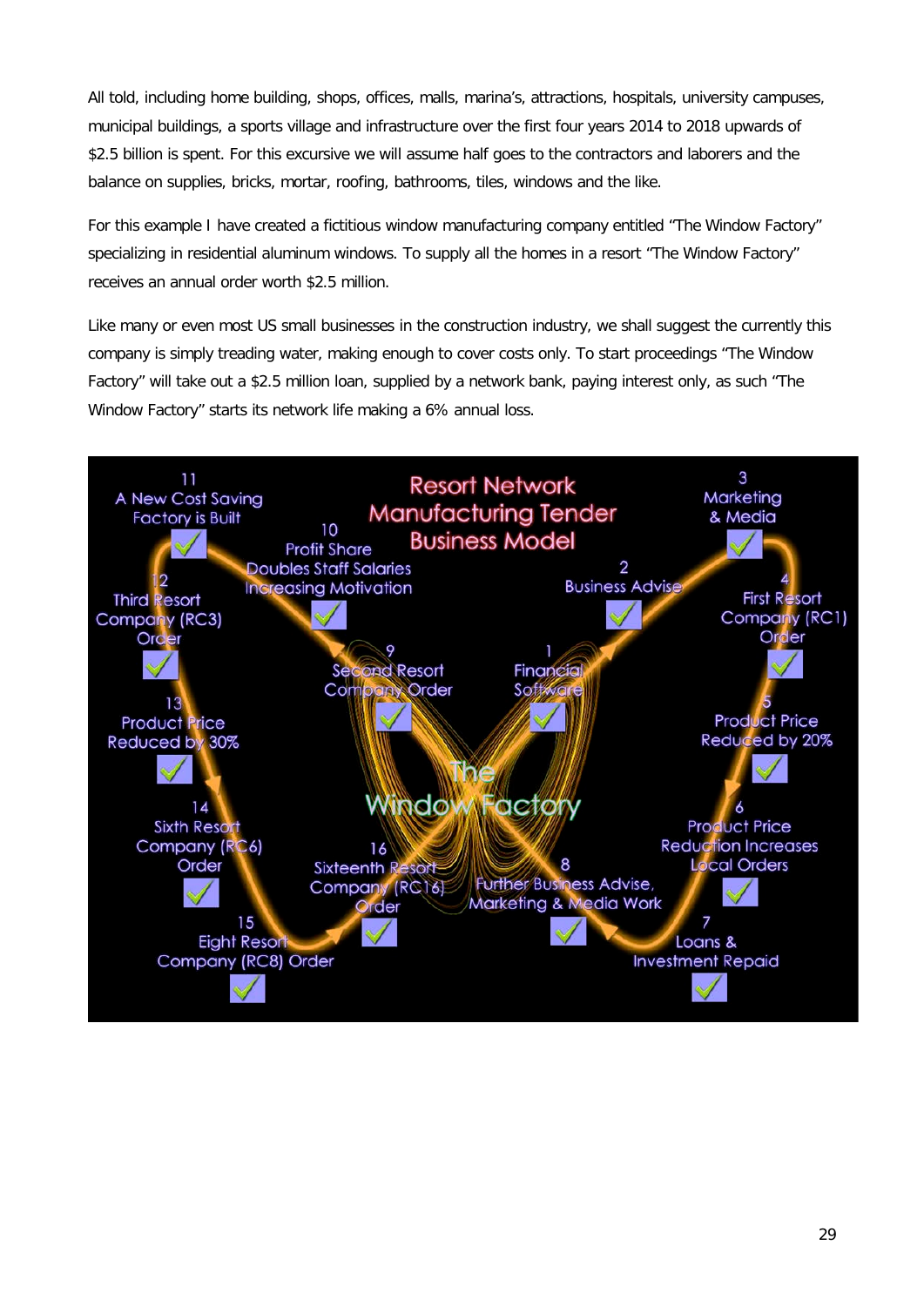All told, including home building, shops, offices, malls, marina's, attractions, hospitals, university campuses, municipal buildings, a sports village and infrastructure over the first four years 2014 to 2018 upwards of $2.5 billion is spent. For this excursive we will assume half goes to the contractors and laborers and the balance on supplies, bricks, mortar, roofing, bathrooms, tiles, windows and the like.

For this example I have created a fictitious window manufacturing company entitled "The Window Factory" specializing in residential aluminum windows. To supply all the homes in a resort "The Window Factory" receives an annual order worth $2.5 million.

Like many or even most US small businesses in the construction industry, we shall suggest the currently this company is simply treading water, making enough to cover costs only. To start proceedings "The Window Factory" will take out a $2.5 million loan, supplied by a network bank, paying interest only, as such "The Window Factory" starts its network life making a 6% annual loss.

**Resort Network Manufacturing Tender Business Model**

**The Window Factory**

1. Financial Software
2. Business Advise
3. Marketing & Media
4. First Resort Company (RC1) Order
5. Product Price Reduced by 20%
6. Product Price Reduction Increases Local Orders
7. Loans & Investment Repaid
8. Further Business Advise, Marketing & Media Work
9. Second Resort Company Order
10. Profit Share Doubles Staff Salaries Increasing Motivation
11. A New Cost Saving Factory is Built
12. Third Resort Company (RC3) Order
13. Product Price Reduced by 30%
14. Sixth Resort Company (RC6) Order
15. Eight Resort Company (RC8) Order
16. Sixteenth Resort Company (RC16) Order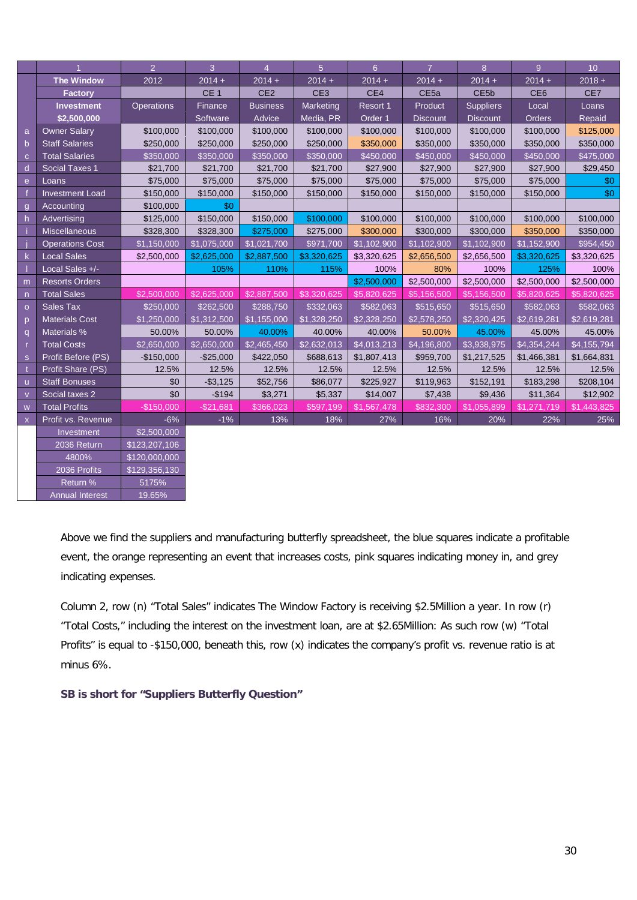| | 1 | 2 | 3 | 4 | 5 | 6 | 7 | 8 | 9 | 10 |
|---|---|---|---|---|---|---|---|---|---|---|
| | The Window | 2012 | 2014 + | 2014 + | 2014 + | 2014 + | 2014 + | 2014 + | 2014 + | 2018 + |
| | Factory | | CE 1 | CE2 | CE3 | CE4 | CE5a | CE5b | CE6 | CE7 |
| | Investment | Operations | Finance | Business | Marketing | Resort 1 | Product | Suppliers | Local | Loans |
| | $2,500,000 | | Software | Advice | Media, PR | Order 1 | Discount | Discount | Orders | Repaid |
| a | Owner Salary | $100,000 | $100,000 | $100,000 | $100,000 | $100,000 | $100,000 | $100,000 | $100,000 | $125,000 |
| b | Staff Salaries | $250,000 | $250,000 | $250,000 | $250,000 | $350,000 | $350,000 | $350,000 | $350,000 | $350,000 |
| c | Total Salaries | $350,000 | $350,000 | $350,000 | $350,000 | $450,000 | $450,000 | $450,000 | $450,000 | $475,000 |
| d | Social Taxes 1 | $21,700 | $21,700 | $21,700 | $21,700 | $27,900 | $27,900 | $27,900 | $27,900 | $29,450 |
| e | Loans | $75,000 | $75,000 | $75,000 | $75,000 | $75,000 | $75,000 | $75,000 | $75,000 | $0 |
| f | Investment Load | $150,000 | $150,000 | $150,000 | $150,000 | $150,000 | $150,000 | $150,000 | $150,000 | $0 |
| g | Accounting | $100,000 | $0 | | | | | | | |
| h | Advertising | $125,000 | $150,000 | $150,000 | $100,000 | $100,000 | $100,000 | $100,000 | $100,000 | $100,000 |
| i | Miscellaneous | $328,300 | $328,300 | $275,000 | $275,000 | $300,000 | $300,000 | $300,000 | $350,000 | $350,000 |
| j | Operations Cost | $1,150,000 | $1,075,000 | $1,021,700 | $971,700 | $1,102,900 | $1,102,900 | $1,102,900 | $1,152,900 | $954,450 |
| k | Local Sales | $2,500,000 | $2,625,000 | $2,887,500 | $3,320,625 | $3,320,625 | $2,656,500 | $2,656,500 | $3,320,625 | $3,320,625 |
| l | Local Sales +/- | | 105% | 110% | 115% | 100% | 80% | 100% | 125% | 100% |
| m | Resorts Orders | | | | | $2,500,000 | $2,500,000 | $2,500,000 | $2,500,000 | $2,500,000 |
| n | Total Sales | $2,500,000 | $2,625,000 | $2,887,500 | $3,320,625 | $5,820,625 | $5,156,500 | $5,156,500 | $5,820,625 | $5,820,625 |
| o | Sales Tax | $250,000 | $262,500 | $288,750 | $332,063 | $582,063 | $515,650 | $515,650 | $582,063 | $582,063 |
| p | Materials Cost | $1,250,000 | $1,312,500 | $1,155,000 | $1,328,250 | $2,328,250 | $2,578,250 | $2,320,425 | $2,619,281 | $2,619,281 |
| q | Materials % | 50.00% | 50.00% | 40.00% | 40.00% | 40.00% | 50.00% | 45.00% | 45.00% | 45.00% |
| r | Total Costs | $2,650,000 | $2,650,000 | $2,465,450 | $2,632,013 | $4,013,213 | $4,196,800 | $3,938,975 | $4,354,244 | $4,155,794 |
| s | Profit Before (PS) | -$150,000 | -$25,000 | $422,050 | $688,613 | $1,807,413 | $959,700 | $1,217,525 | $1,466,381 | $1,664,831 |
| t | Profit Share (PS) | 12.5% | 12.5% | 12.5% | 12.5% | 12.5% | 12.5% | 12.5% | 12.5% | 12.5% |
| u | Staff Bonuses | $0 | -$3,125 | $52,756 | $86,077 | $225,927 | $119,963 | $152,191 | $183,298 | $208,104 |
| v | Social taxes 2 | $0 | -$194 | $3,271 | $5,337 | $14,007 | $7,438 | $9,436 | $11,364 | $12,902 |
| w | Total Profits | -$150,000 | -$21,681 | $366,023 | $597,199 | $1,567,478 | $832,300 | $1,055,899 | $1,271,719 | $1,443,825 |
| x | Profit vs. Revenue | -6% | -1% | 13% | 18% | 27% | 16% | 20% | 22% | 25% |
| | Investment | $2,500,000 | | | | | | | | |
| | 2036 Return | $123,207,106 | | | | | | | | |
| | 4800% | $120,000,000 | | | | | | | | |
| | 2036 Profits | $129,356,130 | | | | | | | | |
| | Return % | 5175% | | | | | | | | |
| | Annual Interest | 19.65% | | | | | | | | |

Above we find the suppliers and manufacturing butterfly spreadsheet, the blue squares indicate a profitable event, the orange representing an event that increases costs, pink squares indicating money in, and grey indicating expenses.

Column 2, row (n) "Total Sales" indicates The Window Factory is receiving $2.5Million a year. In row (r) "Total Costs," including the interest on the investment loan, are at $2.65Million: As such row (w) "Total Profits" is equal to -$150,000, beneath this, row (x) indicates the company's profit vs. revenue ratio is at minus 6%.

**SB is short for "Suppliers Butterfly Question"**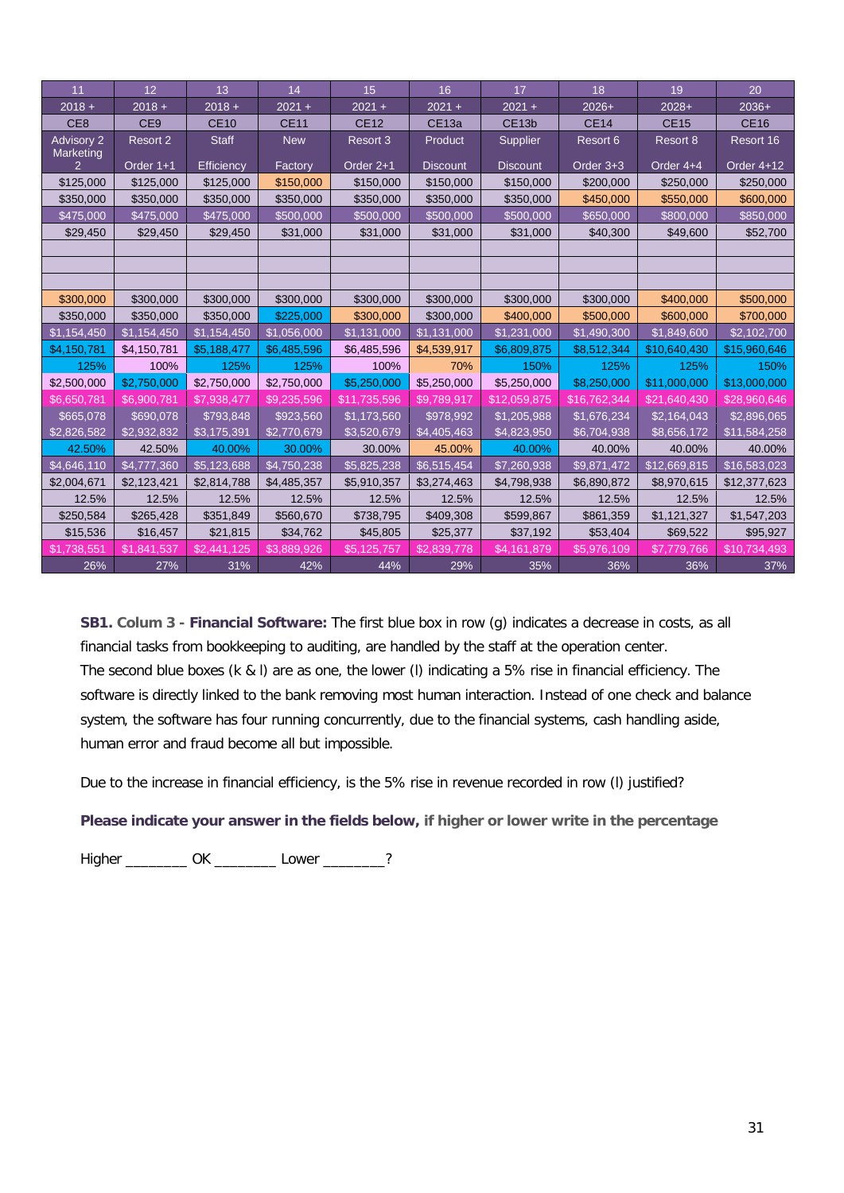| 11 | 12 | 13 | 14 | 15 | 16 | 17 | 18 | 19 | 20 |
|---|---|---|---|---|---|---|---|---|---|
| 2018 + | 2018 + | 2018 + | 2021 + | 2021 + | 2021 + | 2021 + | 2026+ | 2028+ | 2036+ |
| CE8 | CE9 | CE10 | CE11 | CE12 | CE13a | CE13b | CE14 | CE15 | CE16 |
| Advisory 2 Marketing 2 | Resort 2 Order 1+1 | Staff Efficiency | New Factory | Resort 3 Order 2+1 | Product Discount | Supplier Discount | Resort 6 Order 3+3 | Resort 8 Order 4+4 | Resort 16 Order 4+12 |
| $125,000 | $125,000 | $125,000 | $150,000 | $150,000 | $150,000 | $150,000 | $200,000 | $250,000 | $250,000 |
| $350,000 | $350,000 | $350,000 | $350,000 | $350,000 | $350,000 | $350,000 | $450,000 | $550,000 | $600,000 |
| $475,000 | $475,000 | $475,000 | $500,000 | $500,000 | $500,000 | $500,000 | $650,000 | $800,000 | $850,000 |
| $29,450 | $29,450 | $29,450 | $31,000 | $31,000 | $31,000 | $31,000 | $40,300 | $49,600 | $52,700 |
| | | | | | | | | | |
| | | | | | | | | | |
| | | | | | | | | | |
| $300,000 | $300,000 | $300,000 | $300,000 | $300,000 | $300,000 | $300,000 | $300,000 | $400,000 | $500,000 |
| $350,000 | $350,000 | $350,000 | $225,000 | $300,000 | $300,000 | $400,000 | $500,000 | $600,000 | $700,000 |
| $1,154,450 | $1,154,450 | $1,154,450 | $1,056,000 | $1,131,000 | $1,131,000 | $1,231,000 | $1,490,300 | $1,849,600 | $2,102,700 |
| $4,150,781 | $4,150,781 | $5,188,477 | $6,485,596 | $6,485,596 | $4,539,917 | $6,809,875 | $8,512,344 | $10,640,430 | $15,960,646 |
| 125% | 100% | 125% | 125% | 100% | 70% | 150% | 125% | 125% | 150% |
| $2,500,000 | $2,750,000 | $2,750,000 | $2,750,000 | $5,250,000 | $5,250,000 | $5,250,000 | $8,250,000 | $11,000,000 | $13,000,000 |
| $6,650,781 | $6,900,781 | $7,938,477 | $9,235,596 | $11,735,596 | $9,789,917 | $12,059,875 | $16,762,344 | $21,640,430 | $28,960,646 |
| $665,078 | $690,078 | $793,848 | $923,560 | $1,173,560 | $978,992 | $1,205,988 | $1,676,234 | $2,164,043 | $2,896,065 |
| $2,826,582 | $2,932,832 | $3,175,391 | $2,770,679 | $3,520,679 | $4,405,463 | $4,823,950 | $6,704,938 | $8,656,172 | $11,584,258 |
| 42.50% | 42.50% | 40.00% | 30.00% | 30.00% | 45.00% | 40.00% | 40.00% | 40.00% | 40.00% |
| $4,646,110 | $4,777,360 | $5,123,688 | $4,750,238 | $5,825,238 | $6,515,454 | $7,260,938 | $9,871,472 | $12,669,815 | $16,583,023 |
| $2,004,671 | $2,123,421 | $2,814,788 | $4,485,357 | $5,910,357 | $3,274,463 | $4,798,938 | $6,890,872 | $8,970,615 | $12,377,623 |
| 12.5% | 12.5% | 12.5% | 12.5% | 12.5% | 12.5% | 12.5% | 12.5% | 12.5% | 12.5% |
| $250,584 | $265,428 | $351,849 | $560,670 | $738,795 | $409,308 | $599,867 | $861,359 | $1,121,327 | $1,547,203 |
| $15,536 | $16,457 | $21,815 | $34,762 | $45,805 | $25,377 | $37,192 | $53,404 | $69,522 | $95,927 |
| $1,738,551 | $1,841,537 | $2,441,125 | $3,889,926 | $5,125,757 | $2,839,778 | $4,161,879 | $5,976,109 | $7,779,766 | $10,734,493 |
| 26% | 27% | 31% | 42% | 44% | 29% | 35% | 36% | 36% | 37% |

**SB1. Colum 3 - Financial Software:** The first blue box in row (g) indicates a decrease in costs, as all financial tasks from bookkeeping to auditing, are handled by the staff at the operation center.
The second blue boxes (k & l) are as one, the lower (l) indicating a 5% rise in financial efficiency. The software is directly linked to the bank removing most human interaction. Instead of one check and balance system, the software has four running concurrently, due to the financial systems, cash handling aside, human error and fraud become all but impossible.

Due to the increase in financial efficiency, is the 5% rise in revenue recorded in row (l) justified?

**Please indicate your answer in the fields below, if higher or lower write in the percentage**

Higher ________ OK ________ Lower ________?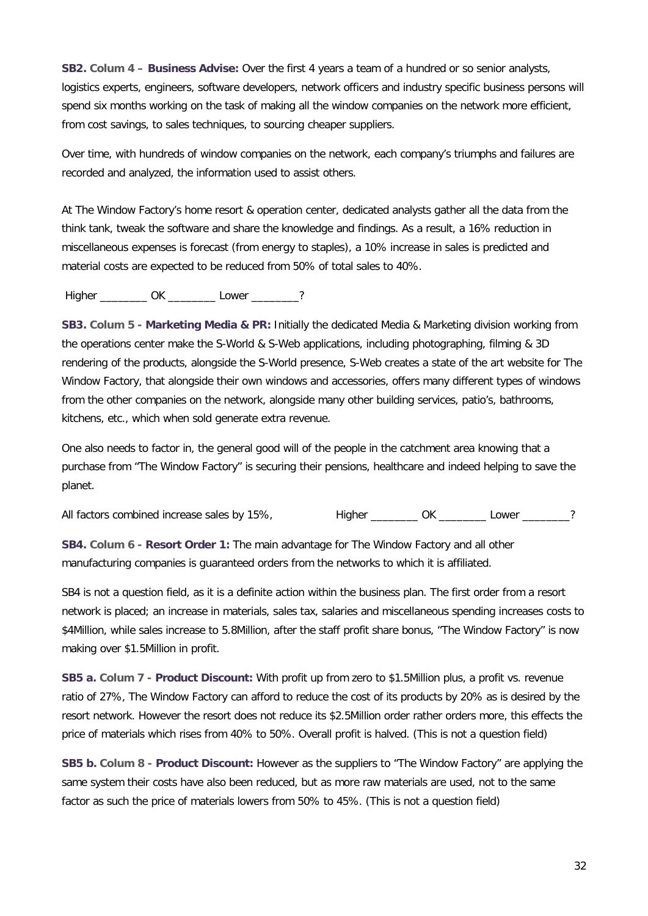**SB2. Colum 4 – Business Advise:** Over the first 4 years a team of a hundred or so senior analysts, logistics experts, engineers, software developers, network officers and industry specific business persons will spend six months working on the task of making all the window companies on the network more efficient, from cost savings, to sales techniques, to sourcing cheaper suppliers.

Over time, with hundreds of window companies on the network, each company's triumphs and failures are recorded and analyzed, the information used to assist others.

At The Window Factory's home resort & operation center, dedicated analysts gather all the data from the think tank, tweak the software and share the knowledge and findings. As a result, a 16% reduction in miscellaneous expenses is forecast (from energy to staples), a 10% increase in sales is predicted and material costs are expected to be reduced from 50% of total sales to 40%.

Higher ________ OK ________ Lower ________?

**SB3. Colum 5 - Marketing Media & PR:** Initially the dedicated Media & Marketing division working from the operations center make the S-World & S-Web applications, including photographing, filming & 3D rendering of the products, alongside the S-World presence, S-Web creates a state of the art website for The Window Factory, that alongside their own windows and accessories, offers many different types of windows from the other companies on the network, alongside many other building services, patio's, bathrooms, kitchens, etc., which when sold generate extra revenue.

One also needs to factor in, the general good will of the people in the catchment area knowing that a purchase from "The Window Factory" is securing their pensions, healthcare and indeed helping to save the planet.

All factors combined increase sales by 15%, Higher ________ OK ________ Lower ________?

**SB4. Colum 6 - Resort Order 1:** The main advantage for The Window Factory and all other manufacturing companies is guaranteed orders from the networks to which it is affiliated.

SB4 is not a question field, as it is a definite action within the business plan. The first order from a resort network is placed; an increase in materials, sales tax, salaries and miscellaneous spending increases costs to \$4Million, while sales increase to 5.8Million, after the staff profit share bonus, "The Window Factory" is now making over \$1.5Million in profit.

**SB5 a. Colum 7 - Product Discount:** With profit up from zero to \$1.5Million plus, a profit vs. revenue ratio of 27%, The Window Factory can afford to reduce the cost of its products by 20% as is desired by the resort network. However the resort does not reduce its \$2.5Million order rather orders more, this effects the price of materials which rises from 40% to 50%. Overall profit is halved. (This is not a question field)

**SB5 b. Colum 8 - Product Discount:** However as the suppliers to "The Window Factory" are applying the same system their costs have also been reduced, but as more raw materials are used, not to the same factor as such the price of materials lowers from 50% to 45%. (This is not a question field)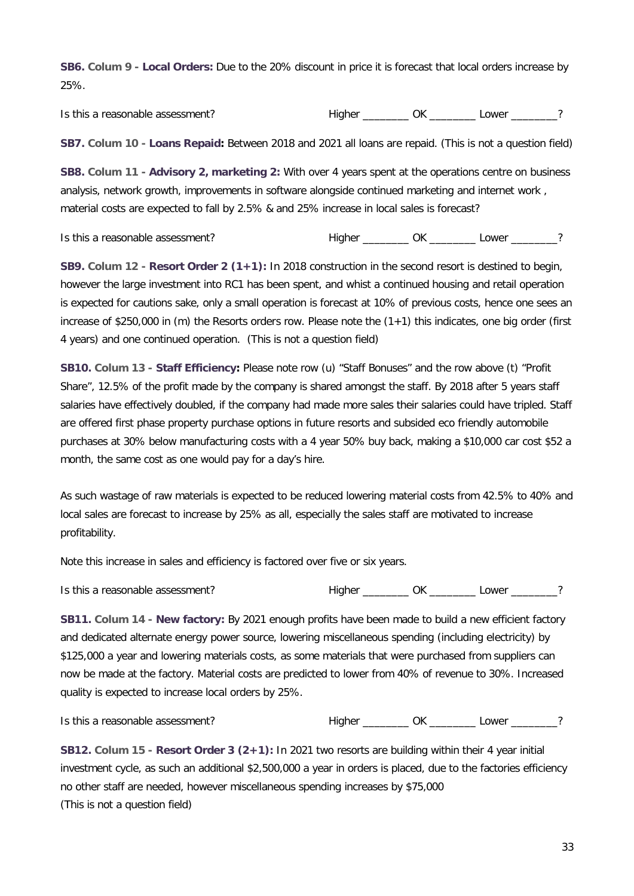**SB6. Colum 9 - Local Orders:** Due to the 20% discount in price it is forecast that local orders increase by 25%.

Is this a reasonable assessment? Higher ________ OK ________ Lower ________?

**SB7. Colum 10 - Loans Repaid:** Between 2018 and 2021 all loans are repaid. (This is not a question field)

**SB8. Colum 11 - Advisory 2, marketing 2:** With over 4 years spent at the operations centre on business analysis, network growth, improvements in software alongside continued marketing and internet work , material costs are expected to fall by 2.5% & and 25% increase in local sales is forecast?

Is this a reasonable assessment? Higher ________ OK ________ Lower ________?

**SB9. Colum 12 - Resort Order 2 (1+1):** In 2018 construction in the second resort is destined to begin, however the large investment into RC1 has been spent, and whist a continued housing and retail operation is expected for cautions sake, only a small operation is forecast at 10% of previous costs, hence one sees an increase of $250,000 in (m) the Resorts orders row. Please note the (1+1) this indicates, one big order (first 4 years) and one continued operation. (This is not a question field)

**SB10. Colum 13 - Staff Efficiency:** Please note row (u) "Staff Bonuses" and the row above (t) "Profit Share", 12.5% of the profit made by the company is shared amongst the staff. By 2018 after 5 years staff salaries have effectively doubled, if the company had made more sales their salaries could have tripled. Staff are offered first phase property purchase options in future resorts and subsided eco friendly automobile purchases at 30% below manufacturing costs with a 4 year 50% buy back, making a $10,000 car cost $52 a month, the same cost as one would pay for a day's hire.

As such wastage of raw materials is expected to be reduced lowering material costs from 42.5% to 40% and local sales are forecast to increase by 25% as all, especially the sales staff are motivated to increase profitability.

Note this increase in sales and efficiency is factored over five or six years.

Is this a reasonable assessment? Higher ________ OK ________ Lower ________?

**SB11. Colum 14 - New factory:** By 2021 enough profits have been made to build a new efficient factory and dedicated alternate energy power source, lowering miscellaneous spending (including electricity) by $125,000 a year and lowering materials costs, as some materials that were purchased from suppliers can now be made at the factory. Material costs are predicted to lower from 40% of revenue to 30%. Increased quality is expected to increase local orders by 25%.

Is this a reasonable assessment? Higher ________ OK ________ Lower ________?

**SB12. Colum 15 - Resort Order 3 (2+1):** In 2021 two resorts are building within their 4 year initial investment cycle, as such an additional $2,500,000 a year in orders is placed, due to the factories efficiency no other staff are needed, however miscellaneous spending increases by $75,000
(This is not a question field)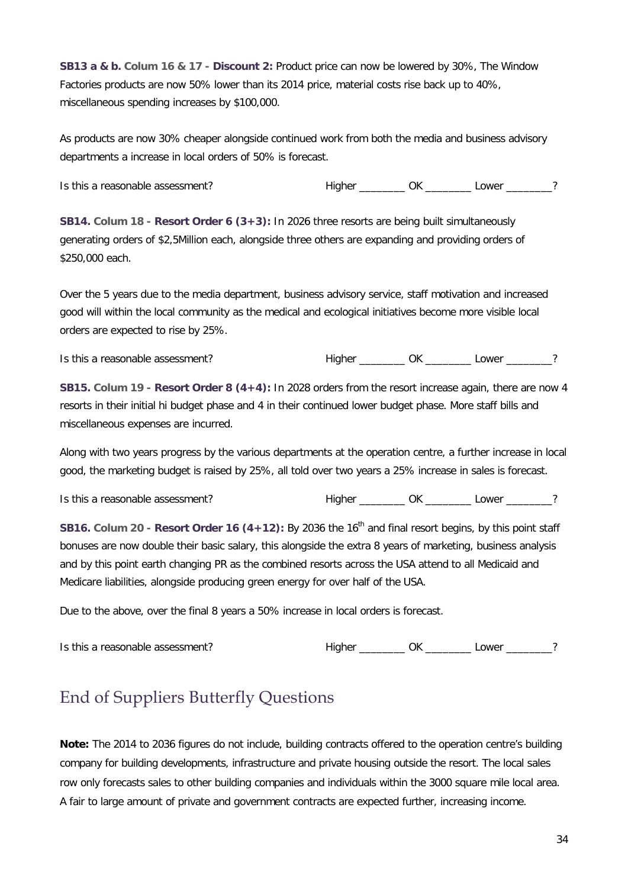**SB13 a & b. Colum 16 & 17 - Discount 2:** Product price can now be lowered by 30%, The Window Factories products are now 50% lower than its 2014 price, material costs rise back up to 40%, miscellaneous spending increases by $100,000.

As products are now 30% cheaper alongside continued work from both the media and business advisory departments a increase in local orders of 50% is forecast.

Is this a reasonable assessment? Higher ________ OK ________ Lower ________?

**SB14. Colum 18 - Resort Order 6 (3+3):** In 2026 three resorts are being built simultaneously generating orders of $2,5Million each, alongside three others are expanding and providing orders of $250,000 each.

Over the 5 years due to the media department, business advisory service, staff motivation and increased good will within the local community as the medical and ecological initiatives become more visible local orders are expected to rise by 25%.

Is this a reasonable assessment? Higher ________ OK ________ Lower ________?

**SB15. Colum 19 - Resort Order 8 (4+4):** In 2028 orders from the resort increase again, there are now 4 resorts in their initial hi budget phase and 4 in their continued lower budget phase. More staff bills and miscellaneous expenses are incurred.

Along with two years progress by the various departments at the operation centre, a further increase in local good, the marketing budget is raised by 25%, all told over two years a 25% increase in sales is forecast.

Is this a reasonable assessment? Higher ________ OK ________ Lower ________?

**SB16. Colum 20 - Resort Order 16 (4+12):** By 2036 the 16th and final resort begins, by this point staff bonuses are now double their basic salary, this alongside the extra 8 years of marketing, business analysis and by this point earth changing PR as the combined resorts across the USA attend to all Medicaid and Medicare liabilities, alongside producing green energy for over half of the USA.

Due to the above, over the final 8 years a 50% increase in local orders is forecast.

Is this a reasonable assessment? Higher ________ OK ________ Lower ________?

## End of Suppliers Butterfly Questions

**Note:** The 2014 to 2036 figures do not include, building contracts offered to the operation centre's building company for building developments, infrastructure and private housing outside the resort. The local sales row only forecasts sales to other building companies and individuals within the 3000 square mile local area. A fair to large amount of private and government contracts are expected further, increasing income.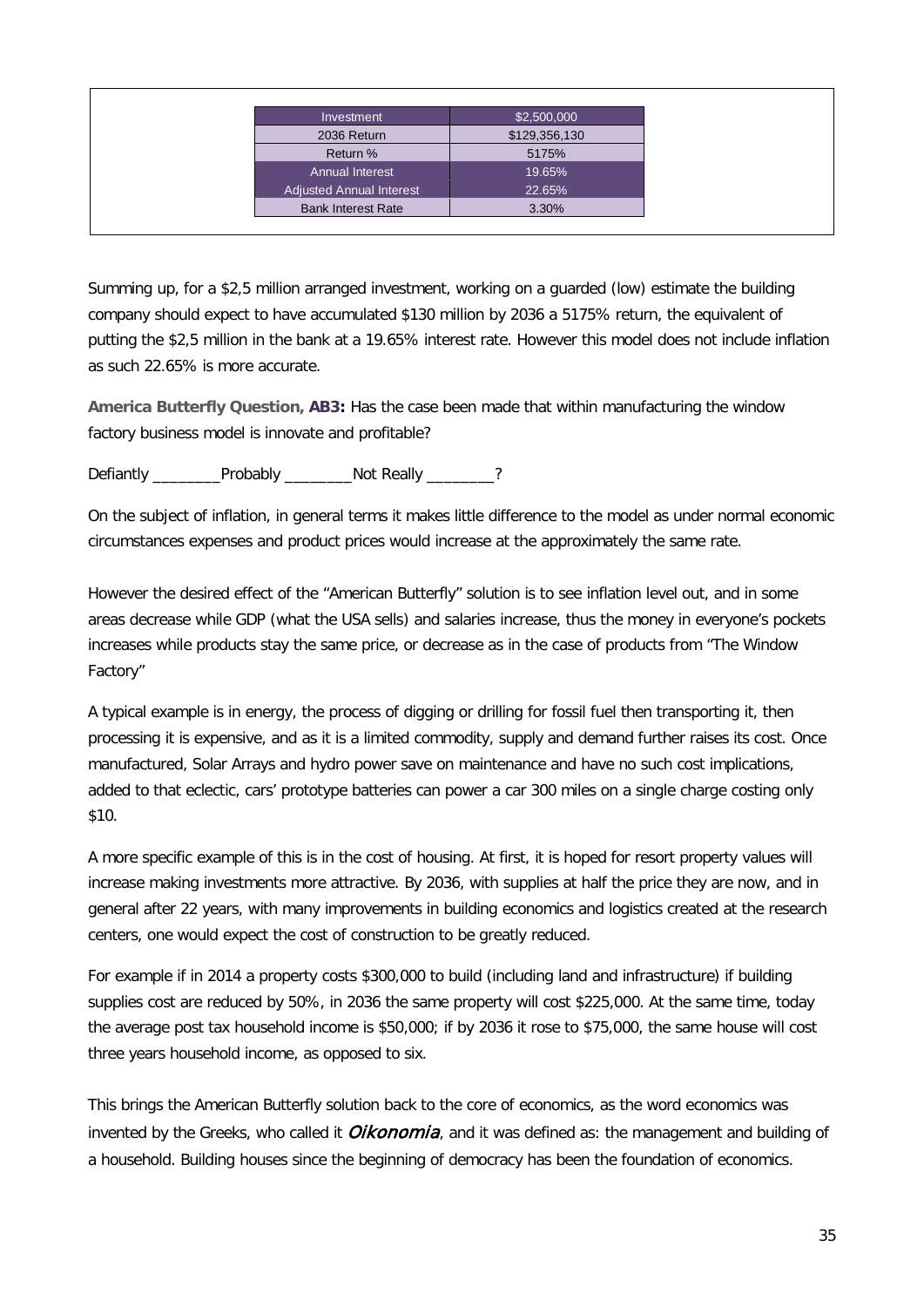| Investment | $2,500,000 |
| --- | --- |
| 2036 Return | $129,356,130 |
| Return % | 5175% |
| Annual Interest | 19.65% |
| Adjusted Annual Interest | 22.65% |
| Bank Interest Rate | 3.30% |

Summing up, for a $2,5 million arranged investment, working on a guarded (low) estimate the building company should expect to have accumulated $130 million by 2036 a 5175% return, the equivalent of putting the $2,5 million in the bank at a 19.65% interest rate. However this model does not include inflation as such 22.65% is more accurate.

**America Butterfly Question, AB3:** Has the case been made that within manufacturing the window factory business model is innovate and profitable?

Defiantly ________Probably ________Not Really ________?

On the subject of inflation, in general terms it makes little difference to the model as under normal economic circumstances expenses and product prices would increase at the approximately the same rate.

However the desired effect of the "American Butterfly" solution is to see inflation level out, and in some areas decrease while GDP (what the USA sells) and salaries increase, thus the money in everyone's pockets increases while products stay the same price, or decrease as in the case of products from "The Window Factory"

A typical example is in energy, the process of digging or drilling for fossil fuel then transporting it, then processing it is expensive, and as it is a limited commodity, supply and demand further raises its cost. Once manufactured, Solar Arrays and hydro power save on maintenance and have no such cost implications, added to that eclectic, cars' prototype batteries can power a car 300 miles on a single charge costing only $10.

A more specific example of this is in the cost of housing. At first, it is hoped for resort property values will increase making investments more attractive. By 2036, with supplies at half the price they are now, and in general after 22 years, with many improvements in building economics and logistics created at the research centers, one would expect the cost of construction to be greatly reduced.

For example if in 2014 a property costs $300,000 to build (including land and infrastructure) if building supplies cost are reduced by 50%, in 2036 the same property will cost $225,000. At the same time, today the average post tax household income is $50,000; if by 2036 it rose to $75,000, the same house will cost three years household income, as opposed to six.

This brings the American Butterfly solution back to the core of economics, as the word economics was invented by the Greeks, who called it *Oikonomia*, and it was defined as: the management and building of a household. Building houses since the beginning of democracy has been the foundation of economics.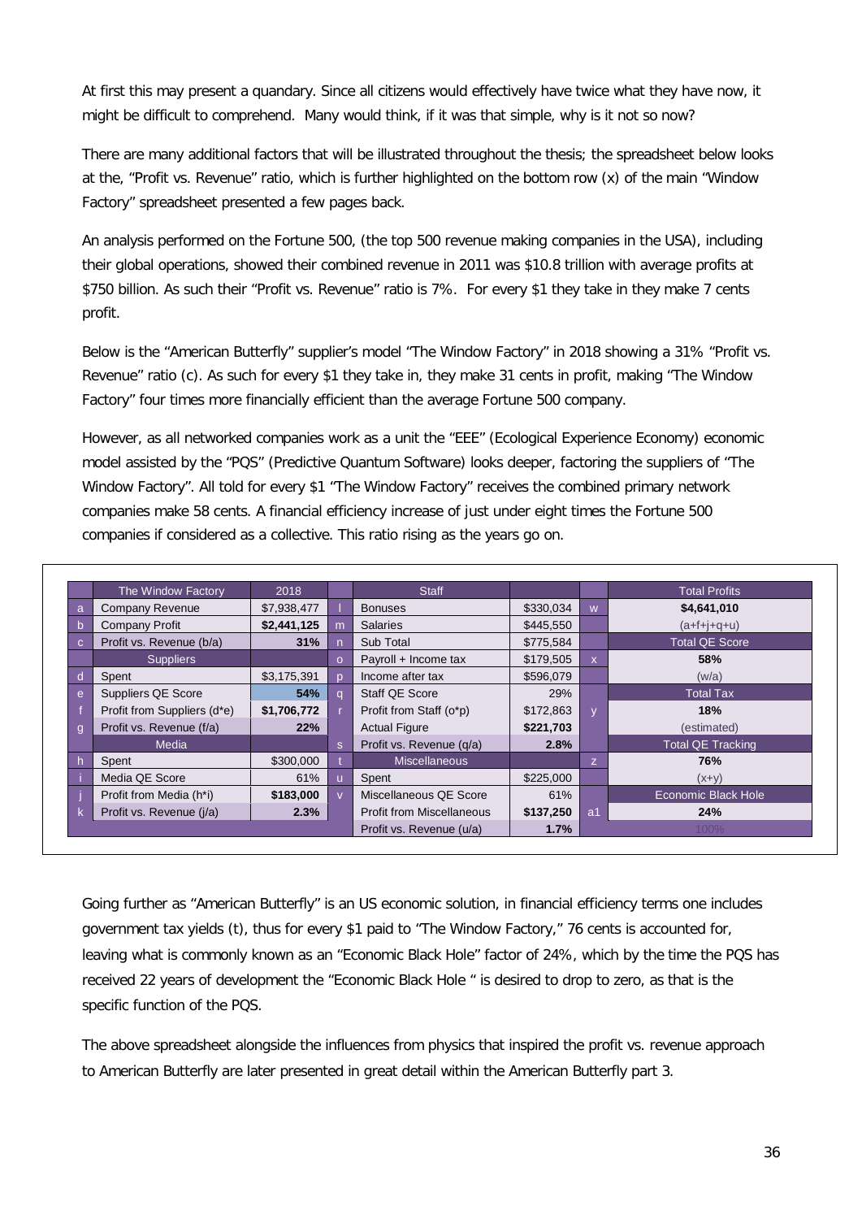At first this may present a quandary. Since all citizens would effectively have twice what they have now, it might be difficult to comprehend. Many would think, if it was that simple, why is it not so now?

There are many additional factors that will be illustrated throughout the thesis; the spreadsheet below looks at the, "Profit vs. Revenue" ratio, which is further highlighted on the bottom row (x) of the main "Window Factory" spreadsheet presented a few pages back.

An analysis performed on the Fortune 500, (the top 500 revenue making companies in the USA), including their global operations, showed their combined revenue in 2011 was $10.8 trillion with average profits at $750 billion. As such their "Profit vs. Revenue" ratio is 7%. For every $1 they take in they make 7 cents profit.

Below is the "American Butterfly" supplier's model "The Window Factory" in 2018 showing a 31% "Profit vs. Revenue" ratio (c). As such for every $1 they take in, they make 31 cents in profit, making "The Window Factory" four times more financially efficient than the average Fortune 500 company.

However, as all networked companies work as a unit the "EEE" (Ecological Experience Economy) economic model assisted by the "PQS" (Predictive Quantum Software) looks deeper, factoring the suppliers of "The Window Factory". All told for every $1 "The Window Factory" receives the combined primary network companies make 58 cents. A financial efficiency increase of just under eight times the Fortune 500 companies if considered as a collective. This ratio rising as the years go on.

| | The Window Factory | 2018 | | Staff | | | Total Profits |
|---|---|---|---|---|---|---|---|
| a | Company Revenue | $7,938,477 | l | Bonuses | $330,034 | w | **$4,641,010** |
| b | Company Profit | **$2,441,125** | m | Salaries | $445,550 | | (a+f+j+q+u) |
| c | Profit vs. Revenue (b/a) | **31%** | n | Sub Total | $775,584 | | Total QE Score |
| | Suppliers | | o | Payroll + Income tax | $179,505 | x | **58%** |
| d | Spent | $3,175,391 | p | Income after tax | $596,079 | | (w/a) |
| e | Suppliers QE Score | **54%** | q | Staff QE Score | 29% | | Total Tax |
| f | Profit from Suppliers (d*e) | **$1,706,772** | r | Profit from Staff (o*p) | $172,863 | y | **18%** |
| g | Profit vs. Revenue (f/a) | **22%** | | Actual Figure | **$221,703** | | (estimated) |
| | Media | | s | Profit vs. Revenue (q/a) | **2.8%** | | Total QE Tracking |
| h | Spent | $300,000 | t | Miscellaneous | | z | **76%** |
| i | Media QE Score | 61% | u | Spent | $225,000 | | (x+y) |
| j | Profit from Media (h*i) | **$183,000** | v | Miscellaneous QE Score | 61% | | Economic Black Hole |
| k | Profit vs. Revenue (j/a) | **2.3%** | | Profit from Miscellaneous | **$137,250** | a1 | **24%** |
| | | | | Profit vs. Revenue (u/a) | **1.7%** | | 100% |

Going further as "American Butterfly" is an US economic solution, in financial efficiency terms one includes government tax yields (t), thus for every $1 paid to "The Window Factory," 76 cents is accounted for, leaving what is commonly known as an "Economic Black Hole" factor of 24%, which by the time the PQS has received 22 years of development the "Economic Black Hole " is desired to drop to zero, as that is the specific function of the PQS.

The above spreadsheet alongside the influences from physics that inspired the profit vs. revenue approach to American Butterfly are later presented in great detail within the American Butterfly part 3.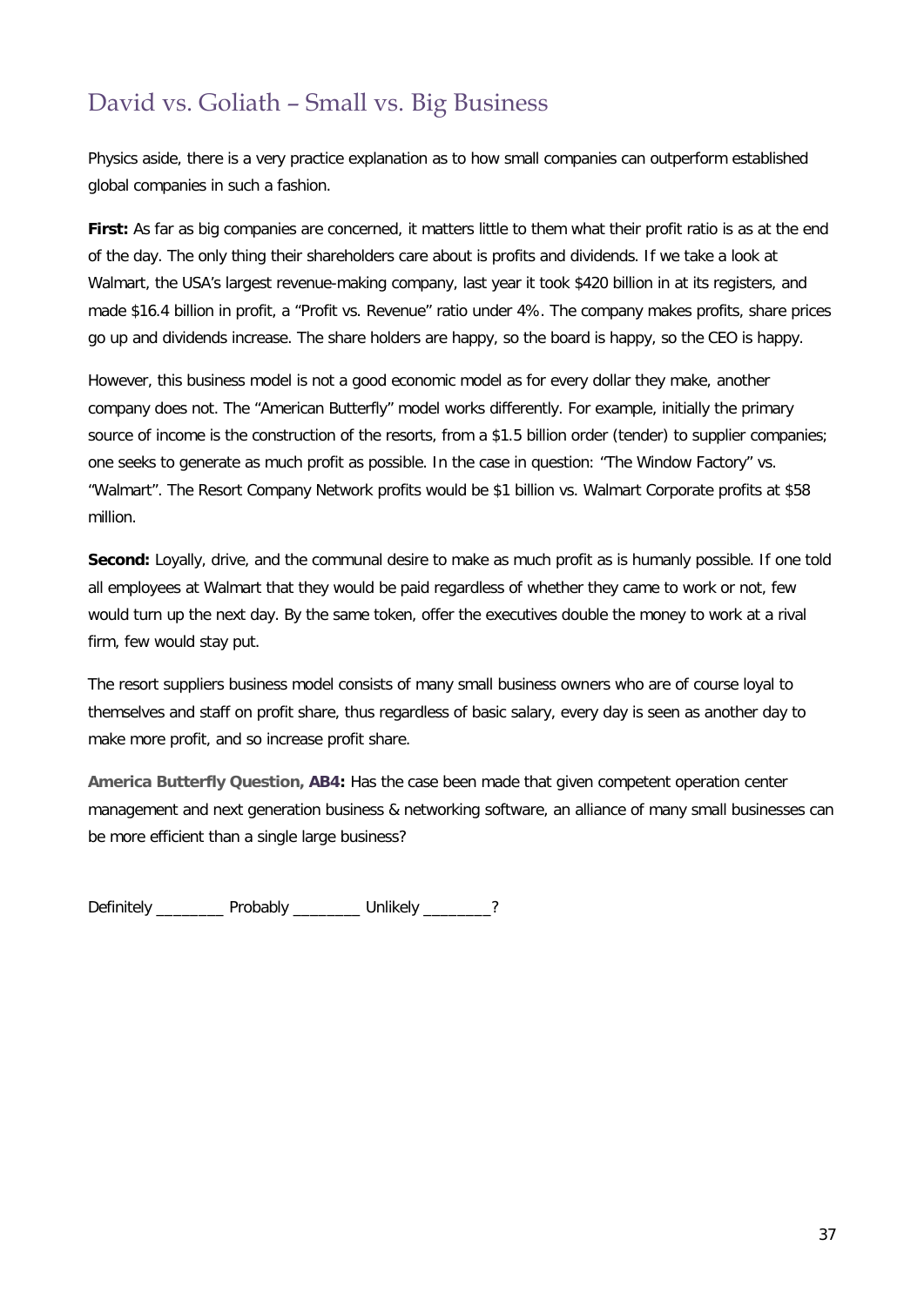## David vs. Goliath – Small vs. Big Business

Physics aside, there is a very practice explanation as to how small companies can outperform established global companies in such a fashion.

**First:** As far as big companies are concerned, it matters little to them what their profit ratio is as at the end of the day. The only thing their shareholders care about is profits and dividends. If we take a look at Walmart, the USA's largest revenue-making company, last year it took $420 billion in at its registers, and made $16.4 billion in profit, a "Profit vs. Revenue" ratio under 4%. The company makes profits, share prices go up and dividends increase. The share holders are happy, so the board is happy, so the CEO is happy.

However, this business model is not a good economic model as for every dollar they make, another company does not. The "American Butterfly" model works differently. For example, initially the primary source of income is the construction of the resorts, from a $1.5 billion order (tender) to supplier companies; one seeks to generate as much profit as possible. In the case in question: "The Window Factory" vs. "Walmart". The Resort Company Network profits would be $1 billion vs. Walmart Corporate profits at $58 million.

**Second:** Loyally, drive, and the communal desire to make as much profit as is humanly possible. If one told all employees at Walmart that they would be paid regardless of whether they came to work or not, few would turn up the next day. By the same token, offer the executives double the money to work at a rival firm, few would stay put.

The resort suppliers business model consists of many small business owners who are of course loyal to themselves and staff on profit share, thus regardless of basic salary, every day is seen as another day to make more profit, and so increase profit share.

**America Butterfly Question, AB4:** Has the case been made that given competent operation center management and next generation business & networking software, an alliance of many small businesses can be more efficient than a single large business?

Definitely ________ Probably ________ Unlikely ________?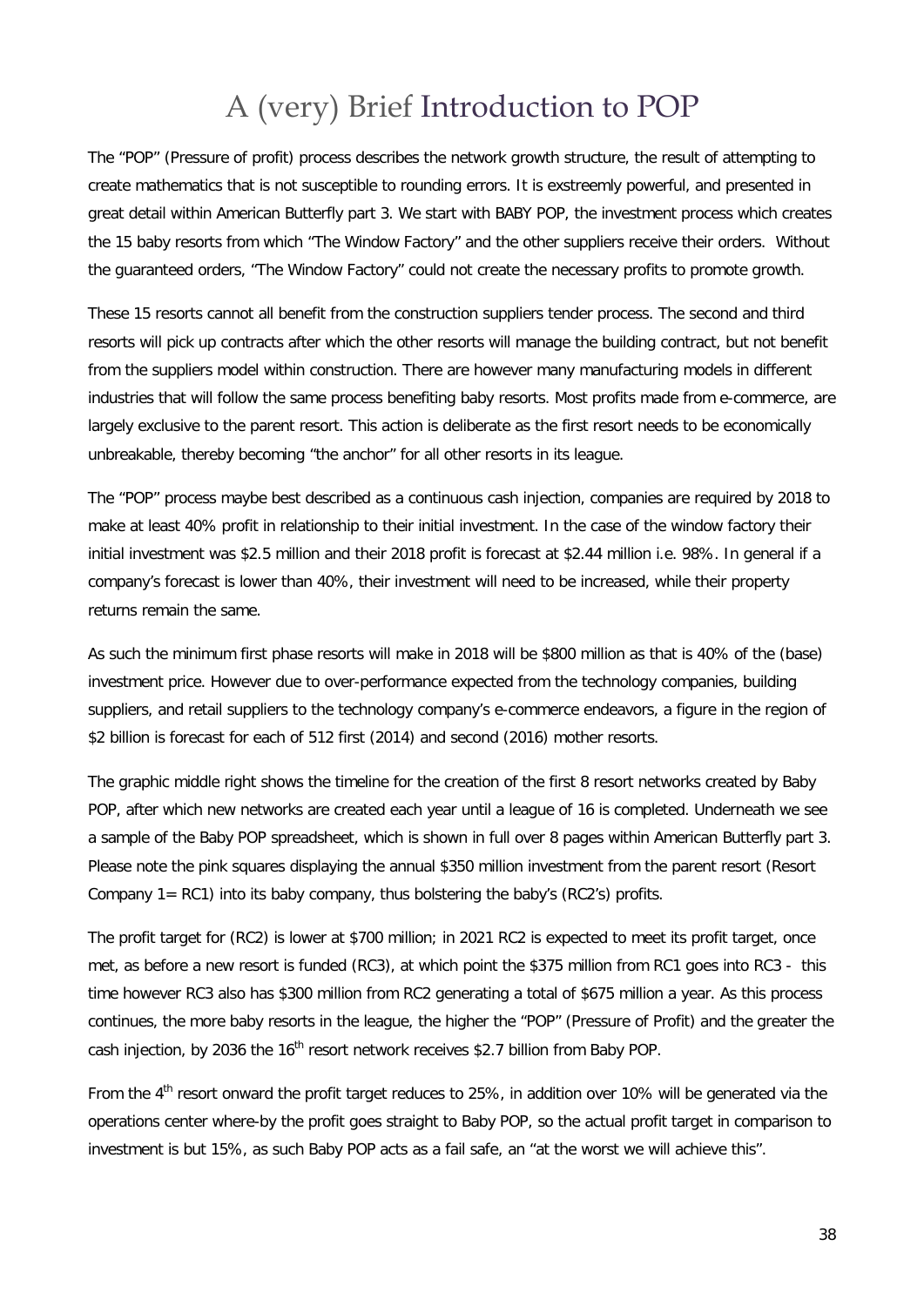# A (very) Brief Introduction to POP

The "POP" (Pressure of profit) process describes the network growth structure, the result of attempting to create mathematics that is not susceptible to rounding errors. It is exstreemly powerful, and presented in great detail within American Butterfly part 3. We start with BABY POP, the investment process which creates the 15 baby resorts from which "The Window Factory" and the other suppliers receive their orders. Without the guaranteed orders, "The Window Factory" could not create the necessary profits to promote growth.

These 15 resorts cannot all benefit from the construction suppliers tender process. The second and third resorts will pick up contracts after which the other resorts will manage the building contract, but not benefit from the suppliers model within construction. There are however many manufacturing models in different industries that will follow the same process benefiting baby resorts. Most profits made from e-commerce, are largely exclusive to the parent resort. This action is deliberate as the first resort needs to be economically unbreakable, thereby becoming "the anchor" for all other resorts in its league.

The "POP" process maybe best described as a continuous cash injection, companies are required by 2018 to make at least 40% profit in relationship to their initial investment. In the case of the window factory their initial investment was $2.5 million and their 2018 profit is forecast at $2.44 million i.e. 98%. In general if a company's forecast is lower than 40%, their investment will need to be increased, while their property returns remain the same.

As such the minimum first phase resorts will make in 2018 will be $800 million as that is 40% of the (base) investment price. However due to over-performance expected from the technology companies, building suppliers, and retail suppliers to the technology company's e-commerce endeavors, a figure in the region of $2 billion is forecast for each of 512 first (2014) and second (2016) mother resorts.

The graphic middle right shows the timeline for the creation of the first 8 resort networks created by Baby POP, after which new networks are created each year until a league of 16 is completed. Underneath we see a sample of the Baby POP spreadsheet, which is shown in full over 8 pages within American Butterfly part 3. Please note the pink squares displaying the annual $350 million investment from the parent resort (Resort Company 1= RC1) into its baby company, thus bolstering the baby's (RC2's) profits.

The profit target for (RC2) is lower at $700 million; in 2021 RC2 is expected to meet its profit target, once met, as before a new resort is funded (RC3), at which point the $375 million from RC1 goes into RC3 - this time however RC3 also has $300 million from RC2 generating a total of $675 million a year. As this process continues, the more baby resorts in the league, the higher the "POP" (Pressure of Profit) and the greater the cash injection, by 2036 the 16th resort network receives $2.7 billion from Baby POP.

From the 4th resort onward the profit target reduces to 25%, in addition over 10% will be generated via the operations center where-by the profit goes straight to Baby POP, so the actual profit target in comparison to investment is but 15%, as such Baby POP acts as a fail safe, an "at the worst we will achieve this".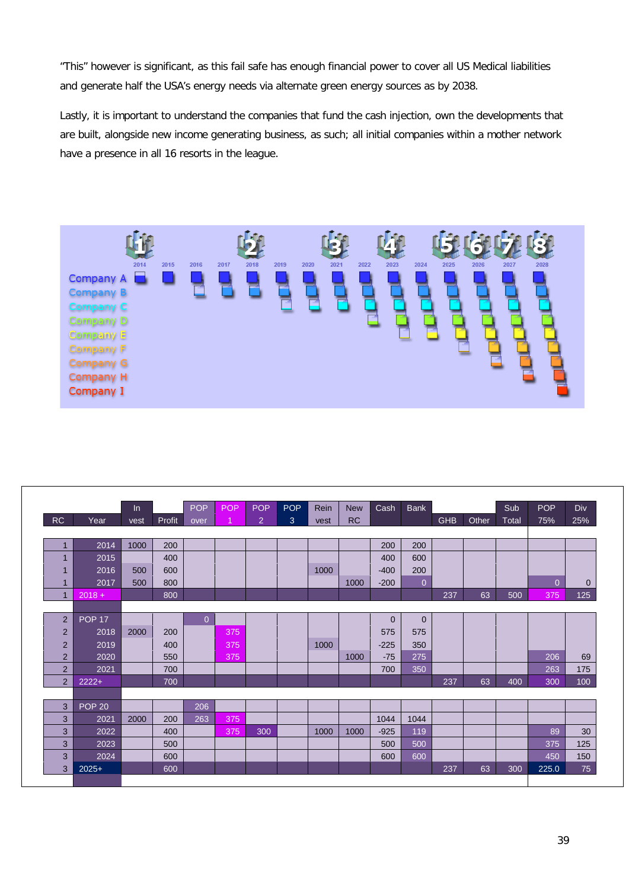"This" however is significant, as this fail safe has enough financial power to cover all US Medical liabilities and generate half the USA's energy needs via alternate green energy sources as by 2038.

Lastly, it is important to understand the companies that fund the cash injection, own the developments that are built, alongside new income generating business, as such; all initial companies within a mother network have a presence in all 16 resorts in the league.

1 2 3 4 5 6 7 8

2014 2015 2016 2017 2018 2019 2020 2021 2022 2023 2024 2025 2026 2027 2028

Company A
Company B
Company C
Company D
Company E
Company F
Company G
Company H
Company I

| RC | Year | In vest | Profit | POP over | POP 1 | POP 2 | POP 3 | Rein vest | New RC | Cash | Bank | GHB | Other | Sub Total | POP 75% | Div 25% |
|---|---|---|---|---|---|---|---|---|---|---|---|---|---|---|---|---|
| 1 | 2014 | 1000 | 200 | | | | | | | 200 | 200 | | | | | |
| 1 | 2015 | | 400 | | | | | | | 400 | 600 | | | | | |
| 1 | 2016 | 500 | 600 | | | | | 1000 | | -400 | 200 | | | | | |
| 1 | 2017 | 500 | 800 | | | | | | 1000 | -200 | 0 | | | | 0 | 0 |
| 1 | 2018 + | | 800 | | | | | | | | | 237 | 63 | 500 | 375 | 125 |
| 2 | POP 17 | | | 0 | | | | | | 0 | 0 | | | | | |
| 2 | 2018 | 2000 | 200 | | 375 | | | | | 575 | 575 | | | | | |
| 2 | 2019 | | 400 | | 375 | | | 1000 | | -225 | 350 | | | | | |
| 2 | 2020 | | 550 | | 375 | | | | 1000 | -75 | 275 | | | | 206 | 69 |
| 2 | 2021 | | 700 | | | | | | | 700 | 350 | | | | 263 | 175 |
| 2 | 2222+ | | 700 | | | | | | | | | 237 | 63 | 400 | 300 | 100 |
| 3 | POP 20 | | | 206 | | | | | | | | | | | | |
| 3 | 2021 | 2000 | 200 | 263 | 375 | | | | | 1044 | 1044 | | | | | |
| 3 | 2022 | | 400 | | 375 | 300 | | 1000 | 1000 | -925 | 119 | | | | 89 | 30 |
| 3 | 2023 | | 500 | | | | | | | 500 | 500 | | | | 375 | 125 |
| 3 | 2024 | | 600 | | | | | | | 600 | 600 | | | | 450 | 150 |
| 3 | 2025+ | | 600 | | | | | | | | | 237 | 63 | 300 | 225.0 | 75 |